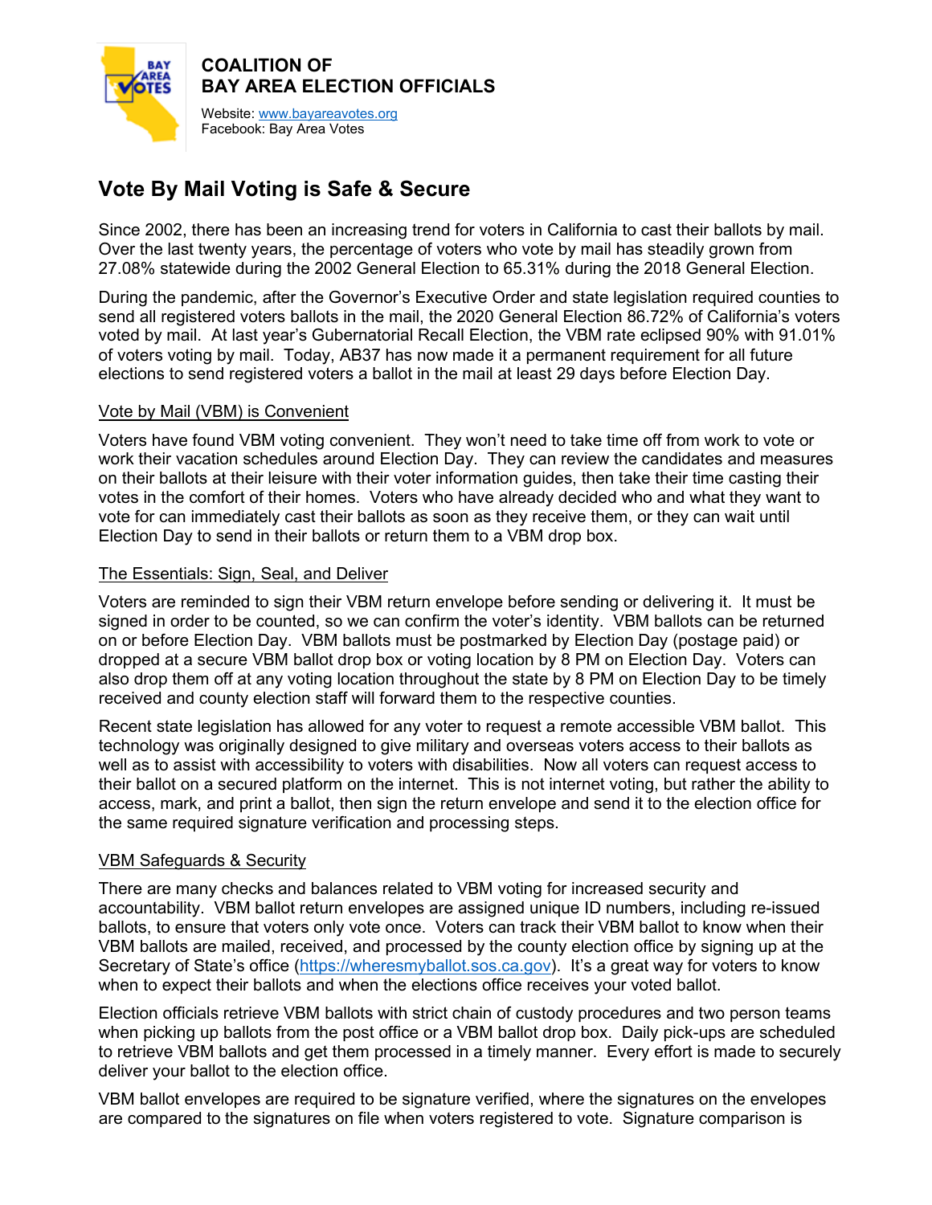**COALITION OF BAY AREA ELECTION OFFICIALS**

Website: [www.bayareavotes.org](http://www.bayareavotes.org)
Facebook: Bay Area Votes

# Vote By Mail Voting is Safe & Secure

Since 2002, there has been an increasing trend for voters in California to cast their ballots by mail. Over the last twenty years, the percentage of voters who vote by mail has steadily grown from 27.08% statewide during the 2002 General Election to 65.31% during the 2018 General Election.

During the pandemic, after the Governor's Executive Order and state legislation required counties to send all registered voters ballots in the mail, the 2020 General Election 86.72% of California's voters voted by mail. At last year's Gubernatorial Recall Election, the VBM rate eclipsed 90% with 91.01% of voters voting by mail. Today, AB37 has now made it a permanent requirement for all future elections to send registered voters a ballot in the mail at least 29 days before Election Day.

## Vote by Mail (VBM) is Convenient

Voters have found VBM voting convenient. They won't need to take time off from work to vote or work their vacation schedules around Election Day. They can review the candidates and measures on their ballots at their leisure with their voter information guides, then take their time casting their votes in the comfort of their homes. Voters who have already decided who and what they want to vote for can immediately cast their ballots as soon as they receive them, or they can wait until Election Day to send in their ballots or return them to a VBM drop box.

## The Essentials: Sign, Seal, and Deliver

Voters are reminded to sign their VBM return envelope before sending or delivering it. It must be signed in order to be counted, so we can confirm the voter's identity. VBM ballots can be returned on or before Election Day. VBM ballots must be postmarked by Election Day (postage paid) or dropped at a secure VBM ballot drop box or voting location by 8 PM on Election Day. Voters can also drop them off at any voting location throughout the state by 8 PM on Election Day to be timely received and county election staff will forward them to the respective counties.

Recent state legislation has allowed for any voter to request a remote accessible VBM ballot. This technology was originally designed to give military and overseas voters access to their ballots as well as to assist with accessibility to voters with disabilities. Now all voters can request access to their ballot on a secured platform on the internet. This is not internet voting, but rather the ability to access, mark, and print a ballot, then sign the return envelope and send it to the election office for the same required signature verification and processing steps.

## VBM Safeguards & Security

There are many checks and balances related to VBM voting for increased security and accountability. VBM ballot return envelopes are assigned unique ID numbers, including re-issued ballots, to ensure that voters only vote once. Voters can track their VBM ballot to know when their VBM ballots are mailed, received, and processed by the county election office by signing up at the Secretary of State's office ([https://wheresmyballot.sos.ca.gov](https://wheresmyballot.sos.ca.gov)). It's a great way for voters to know when to expect their ballots and when the elections office receives your voted ballot.

Election officials retrieve VBM ballots with strict chain of custody procedures and two person teams when picking up ballots from the post office or a VBM ballot drop box. Daily pick-ups are scheduled to retrieve VBM ballots and get them processed in a timely manner. Every effort is made to securely deliver your ballot to the election office.

VBM ballot envelopes are required to be signature verified, where the signatures on the envelopes are compared to the signatures on file when voters registered to vote. Signature comparison is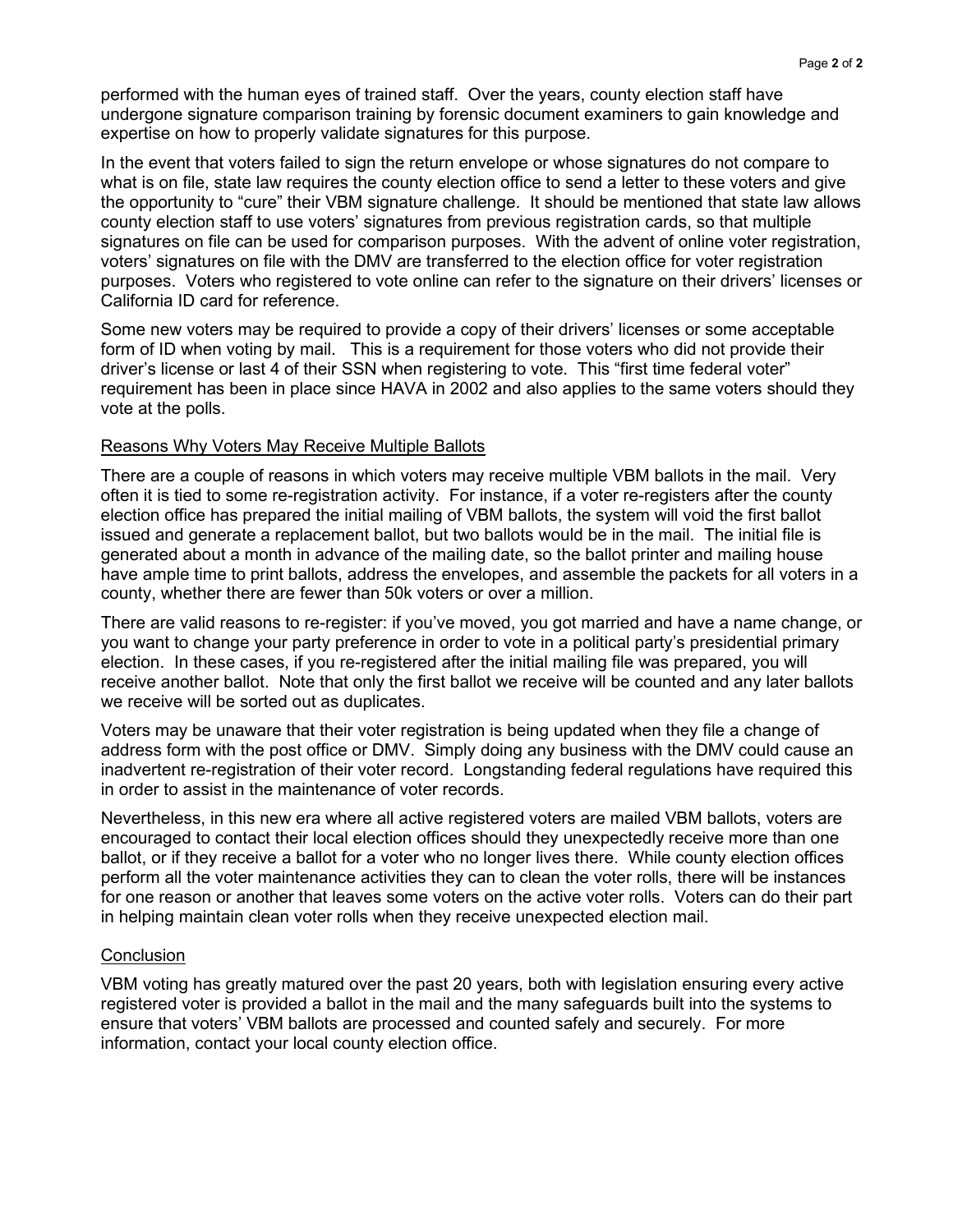performed with the human eyes of trained staff. Over the years, county election staff have undergone signature comparison training by forensic document examiners to gain knowledge and expertise on how to properly validate signatures for this purpose.

In the event that voters failed to sign the return envelope or whose signatures do not compare to what is on file, state law requires the county election office to send a letter to these voters and give the opportunity to "cure" their VBM signature challenge. It should be mentioned that state law allows county election staff to use voters' signatures from previous registration cards, so that multiple signatures on file can be used for comparison purposes. With the advent of online voter registration, voters' signatures on file with the DMV are transferred to the election office for voter registration purposes. Voters who registered to vote online can refer to the signature on their drivers' licenses or California ID card for reference.

Some new voters may be required to provide a copy of their drivers' licenses or some acceptable form of ID when voting by mail. This is a requirement for those voters who did not provide their driver's license or last 4 of their SSN when registering to vote. This "first time federal voter" requirement has been in place since HAVA in 2002 and also applies to the same voters should they vote at the polls.

<u>Reasons Why Voters May Receive Multiple Ballots</u>

There are a couple of reasons in which voters may receive multiple VBM ballots in the mail. Very often it is tied to some re-registration activity. For instance, if a voter re-registers after the county election office has prepared the initial mailing of VBM ballots, the system will void the first ballot issued and generate a replacement ballot, but two ballots would be in the mail. The initial file is generated about a month in advance of the mailing date, so the ballot printer and mailing house have ample time to print ballots, address the envelopes, and assemble the packets for all voters in a county, whether there are fewer than 50k voters or over a million.

There are valid reasons to re-register: if you've moved, you got married and have a name change, or you want to change your party preference in order to vote in a political party's presidential primary election. In these cases, if you re-registered after the initial mailing file was prepared, you will receive another ballot. Note that only the first ballot we receive will be counted and any later ballots we receive will be sorted out as duplicates.

Voters may be unaware that their voter registration is being updated when they file a change of address form with the post office or DMV. Simply doing any business with the DMV could cause an inadvertent re-registration of their voter record. Longstanding federal regulations have required this in order to assist in the maintenance of voter records.

Nevertheless, in this new era where all active registered voters are mailed VBM ballots, voters are encouraged to contact their local election offices should they unexpectedly receive more than one ballot, or if they receive a ballot for a voter who no longer lives there. While county election offices perform all the voter maintenance activities they can to clean the voter rolls, there will be instances for one reason or another that leaves some voters on the active voter rolls. Voters can do their part in helping maintain clean voter rolls when they receive unexpected election mail.

<u>Conclusion</u>

VBM voting has greatly matured over the past 20 years, both with legislation ensuring every active registered voter is provided a ballot in the mail and the many safeguards built into the systems to ensure that voters' VBM ballots are processed and counted safely and securely. For more information, contact your local county election office.